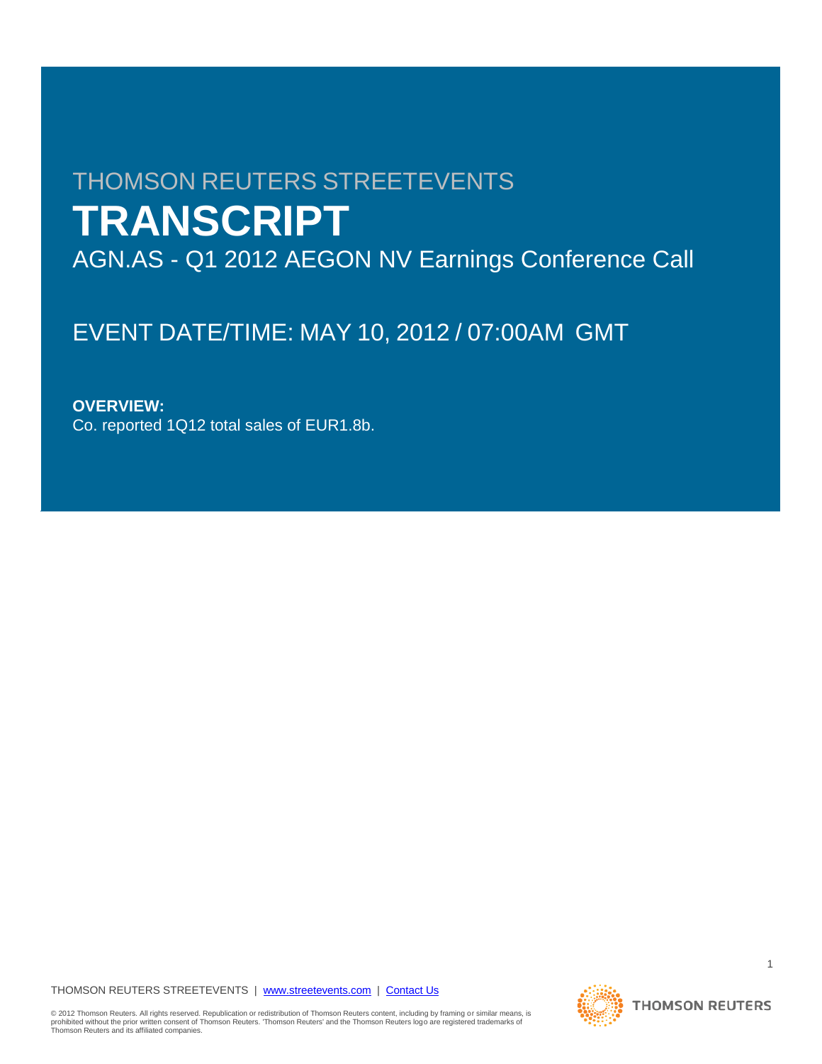# THOMSON REUTERS STREETEVENTS

# TRANSCRIPT

## AGN.AS - Q1 2012 AEGON NV Earnings Conference Call

EVENT DATE/TIME: MAY 10, 2012 / 07:00AM GMT

**OVERVIEW:**

Co. reported 1Q12 total sales of EUR1.8b.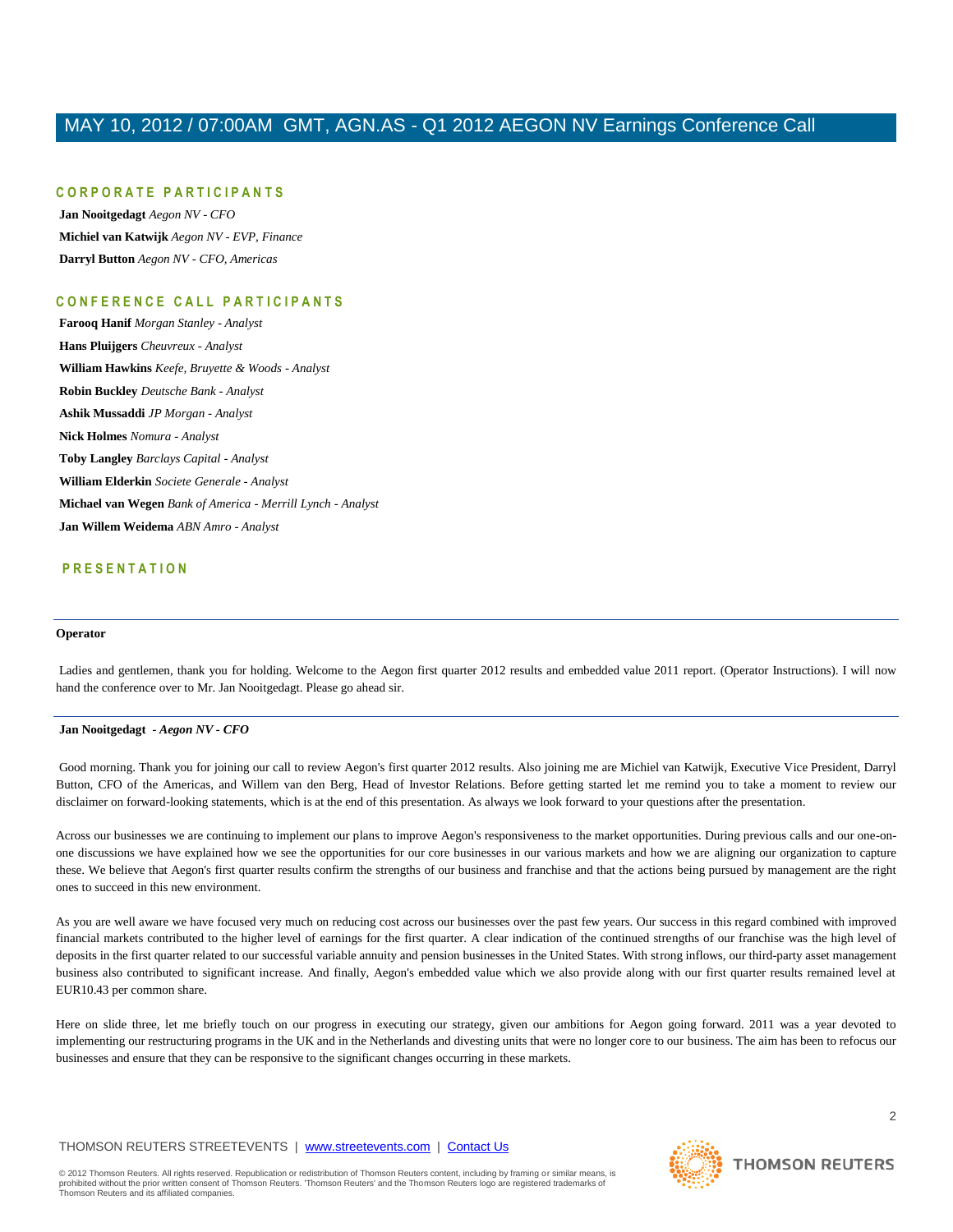# MAY 10, 2012 / 07:00AM GMT, AGN.AS - Q1 2012 AEGON NV Earnings Conference Call

## CORPORATE PARTICIPANTS

**Jan Nooitgedagt** *Aegon NV - CFO*

**Michiel van Katwijk** *Aegon NV - EVP, Finance*

**Darryl Button** *Aegon NV - CFO, Americas*

## CONFERENCE CALL PARTICIPANTS

**Farooq Hanif** *Morgan Stanley - Analyst*

**Hans Pluijgers** *Cheuvreux - Analyst*

**William Hawkins** *Keefe, Bruyette & Woods - Analyst*

**Robin Buckley** *Deutsche Bank - Analyst*

**Ashik Mussaddi** *JP Morgan - Analyst*

**Nick Holmes** *Nomura - Analyst*

**Toby Langley** *Barclays Capital - Analyst*

**William Elderkin** *Societe Generale - Analyst*

**Michael van Wegen** *Bank of America - Merrill Lynch - Analyst*

**Jan Willem Weidema** *ABN Amro - Analyst*

## PRESENTATION

---

**Operator**

Ladies and gentlemen, thank you for holding. Welcome to the Aegon first quarter 2012 results and embedded value 2011 report. (Operator Instructions). I will now hand the conference over to Mr. Jan Nooitgedagt. Please go ahead sir.

---

**Jan Nooitgedagt** *- Aegon NV - CFO*

Good morning. Thank you for joining our call to review Aegon's first quarter 2012 results. Also joining me are Michiel van Katwijk, Executive Vice President, Darryl Button, CFO of the Americas, and Willem van den Berg, Head of Investor Relations. Before getting started let me remind you to take a moment to review our disclaimer on forward-looking statements, which is at the end of this presentation. As always we look forward to your questions after the presentation.

Across our businesses we are continuing to implement our plans to improve Aegon's responsiveness to the market opportunities. During previous calls and our one-on-one discussions we have explained how we see the opportunities for our core businesses in our various markets and how we are aligning our organization to capture these. We believe that Aegon's first quarter results confirm the strengths of our business and franchise and that the actions being pursued by management are the right ones to succeed in this new environment.

As you are well aware we have focused very much on reducing cost across our businesses over the past few years. Our success in this regard combined with improved financial markets contributed to the higher level of earnings for the first quarter. A clear indication of the continued strengths of our franchise was the high level of deposits in the first quarter related to our successful variable annuity and pension businesses in the United States. With strong inflows, our third-party asset management business also contributed to significant increase. And finally, Aegon's embedded value which we also provide along with our first quarter results remained level at EUR10.43 per common share.

Here on slide three, let me briefly touch on our progress in executing our strategy, given our ambitions for Aegon going forward. 2011 was a year devoted to implementing our restructuring programs in the UK and in the Netherlands and divesting units that were no longer core to our business. The aim has been to refocus our businesses and ensure that they can be responsive to the significant changes occurring in these markets.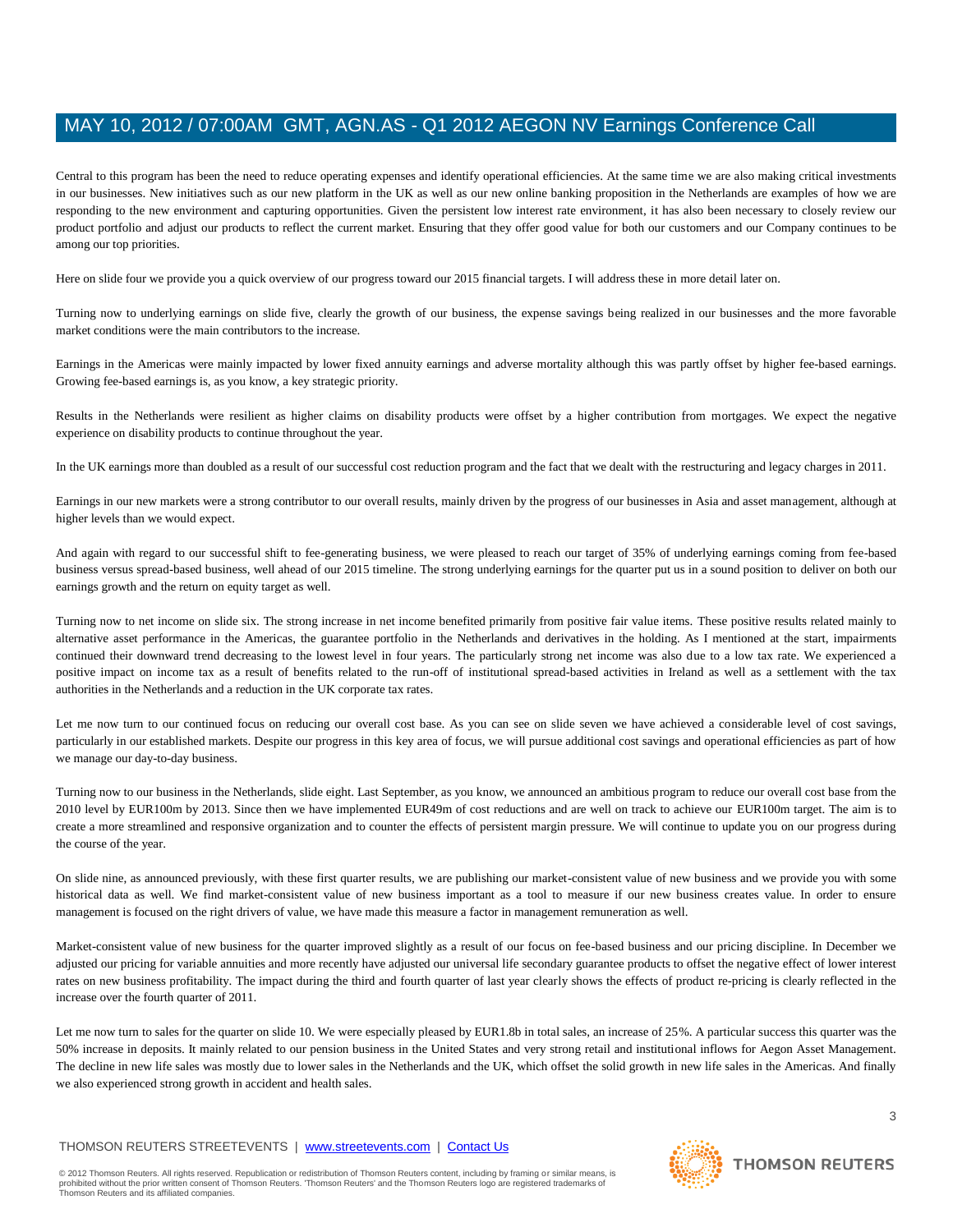Central to this program has been the need to reduce operating expenses and identify operational efficiencies. At the same time we are also making critical investments in our businesses. New initiatives such as our new platform in the UK as well as our new online banking proposition in the Netherlands are examples of how we are responding to the new environment and capturing opportunities. Given the persistent low interest rate environment, it has also been necessary to closely review our product portfolio and adjust our products to reflect the current market. Ensuring that they offer good value for both our customers and our Company continues to be among our top priorities.

Here on slide four we provide you a quick overview of our progress toward our 2015 financial targets. I will address these in more detail later on.

Turning now to underlying earnings on slide five, clearly the growth of our business, the expense savings being realized in our businesses and the more favorable market conditions were the main contributors to the increase.

Earnings in the Americas were mainly impacted by lower fixed annuity earnings and adverse mortality although this was partly offset by higher fee-based earnings. Growing fee-based earnings is, as you know, a key strategic priority.

Results in the Netherlands were resilient as higher claims on disability products were offset by a higher contribution from mortgages. We expect the negative experience on disability products to continue throughout the year.

In the UK earnings more than doubled as a result of our successful cost reduction program and the fact that we dealt with the restructuring and legacy charges in 2011.

Earnings in our new markets were a strong contributor to our overall results, mainly driven by the progress of our businesses in Asia and asset management, although at higher levels than we would expect.

And again with regard to our successful shift to fee-generating business, we were pleased to reach our target of 35% of underlying earnings coming from fee-based business versus spread-based business, well ahead of our 2015 timeline. The strong underlying earnings for the quarter put us in a sound position to deliver on both our earnings growth and the return on equity target as well.

Turning now to net income on slide six. The strong increase in net income benefited primarily from positive fair value items. These positive results related mainly to alternative asset performance in the Americas, the guarantee portfolio in the Netherlands and derivatives in the holding. As I mentioned at the start, impairments continued their downward trend decreasing to the lowest level in four years. The particularly strong net income was also due to a low tax rate. We experienced a positive impact on income tax as a result of benefits related to the run-off of institutional spread-based activities in Ireland as well as a settlement with the tax authorities in the Netherlands and a reduction in the UK corporate tax rates.

Let me now turn to our continued focus on reducing our overall cost base. As you can see on slide seven we have achieved a considerable level of cost savings, particularly in our established markets. Despite our progress in this key area of focus, we will pursue additional cost savings and operational efficiencies as part of how we manage our day-to-day business.

Turning now to our business in the Netherlands, slide eight. Last September, as you know, we announced an ambitious program to reduce our overall cost base from the 2010 level by EUR100m by 2013. Since then we have implemented EUR49m of cost reductions and are well on track to achieve our EUR100m target. The aim is to create a more streamlined and responsive organization and to counter the effects of persistent margin pressure. We will continue to update you on our progress during the course of the year.

On slide nine, as announced previously, with these first quarter results, we are publishing our market-consistent value of new business and we provide you with some historical data as well. We find market-consistent value of new business important as a tool to measure if our new business creates value. In order to ensure management is focused on the right drivers of value, we have made this measure a factor in management remuneration as well.

Market-consistent value of new business for the quarter improved slightly as a result of our focus on fee-based business and our pricing discipline. In December we adjusted our pricing for variable annuities and more recently have adjusted our universal life secondary guarantee products to offset the negative effect of lower interest rates on new business profitability. The impact during the third and fourth quarter of last year clearly shows the effects of product re-pricing is clearly reflected in the increase over the fourth quarter of 2011.

Let me now turn to sales for the quarter on slide 10. We were especially pleased by EUR1.8b in total sales, an increase of 25%. A particular success this quarter was the 50% increase in deposits. It mainly related to our pension business in the United States and very strong retail and institutional inflows for Aegon Asset Management. The decline in new life sales was mostly due to lower sales in the Netherlands and the UK, which offset the solid growth in new life sales in the Americas. And finally we also experienced strong growth in accident and health sales.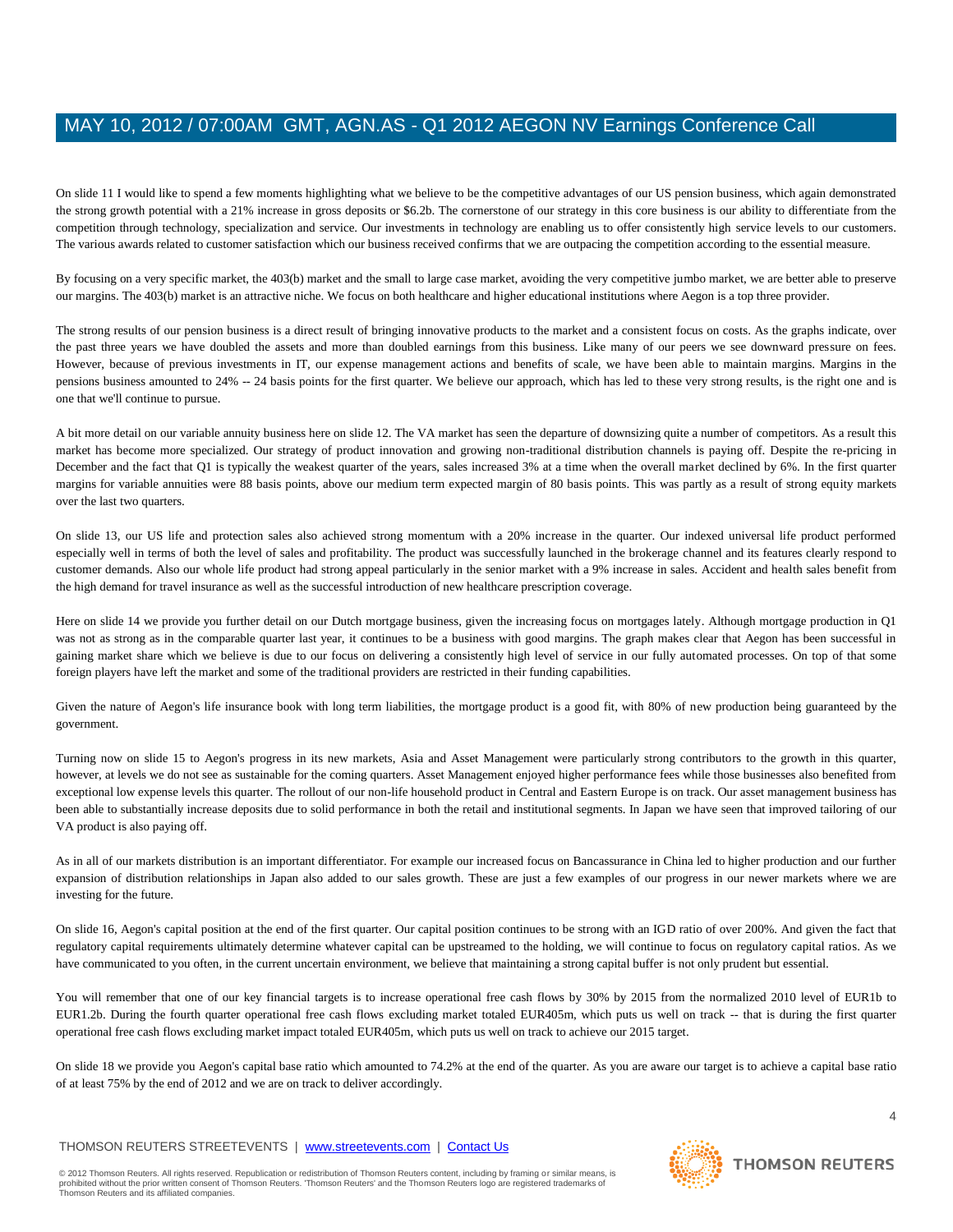On slide 11 I would like to spend a few moments highlighting what we believe to be the competitive advantages of our US pension business, which again demonstrated the strong growth potential with a 21% increase in gross deposits or $6.2b. The cornerstone of our strategy in this core business is our ability to differentiate from the competition through technology, specialization and service. Our investments in technology are enabling us to offer consistently high service levels to our customers. The various awards related to customer satisfaction which our business received confirms that we are outpacing the competition according to the essential measure.

By focusing on a very specific market, the 403(b) market and the small to large case market, avoiding the very competitive jumbo market, we are better able to preserve our margins. The 403(b) market is an attractive niche. We focus on both healthcare and higher educational institutions where Aegon is a top three provider.

The strong results of our pension business is a direct result of bringing innovative products to the market and a consistent focus on costs. As the graphs indicate, over the past three years we have doubled the assets and more than doubled earnings from this business. Like many of our peers we see downward pressure on fees. However, because of previous investments in IT, our expense management actions and benefits of scale, we have been able to maintain margins. Margins in the pensions business amounted to 24% -- 24 basis points for the first quarter. We believe our approach, which has led to these very strong results, is the right one and is one that we'll continue to pursue.

A bit more detail on our variable annuity business here on slide 12. The VA market has seen the departure of downsizing quite a number of competitors. As a result this market has become more specialized. Our strategy of product innovation and growing non-traditional distribution channels is paying off. Despite the re-pricing in December and the fact that Q1 is typically the weakest quarter of the years, sales increased 3% at a time when the overall market declined by 6%. In the first quarter margins for variable annuities were 88 basis points, above our medium term expected margin of 80 basis points. This was partly as a result of strong equity markets over the last two quarters.

On slide 13, our US life and protection sales also achieved strong momentum with a 20% increase in the quarter. Our indexed universal life product performed especially well in terms of both the level of sales and profitability. The product was successfully launched in the brokerage channel and its features clearly respond to customer demands. Also our whole life product had strong appeal particularly in the senior market with a 9% increase in sales. Accident and health sales benefit from the high demand for travel insurance as well as the successful introduction of new healthcare prescription coverage.

Here on slide 14 we provide you further detail on our Dutch mortgage business, given the increasing focus on mortgages lately. Although mortgage production in Q1 was not as strong as in the comparable quarter last year, it continues to be a business with good margins. The graph makes clear that Aegon has been successful in gaining market share which we believe is due to our focus on delivering a consistently high level of service in our fully automated processes. On top of that some foreign players have left the market and some of the traditional providers are restricted in their funding capabilities.

Given the nature of Aegon's life insurance book with long term liabilities, the mortgage product is a good fit, with 80% of new production being guaranteed by the government.

Turning now on slide 15 to Aegon's progress in its new markets, Asia and Asset Management were particularly strong contributors to the growth in this quarter, however, at levels we do not see as sustainable for the coming quarters. Asset Management enjoyed higher performance fees while those businesses also benefited from exceptional low expense levels this quarter. The rollout of our non-life household product in Central and Eastern Europe is on track. Our asset management business has been able to substantially increase deposits due to solid performance in both the retail and institutional segments. In Japan we have seen that improved tailoring of our VA product is also paying off.

As in all of our markets distribution is an important differentiator. For example our increased focus on Bancassurance in China led to higher production and our further expansion of distribution relationships in Japan also added to our sales growth. These are just a few examples of our progress in our newer markets where we are investing for the future.

On slide 16, Aegon's capital position at the end of the first quarter. Our capital position continues to be strong with an IGD ratio of over 200%. And given the fact that regulatory capital requirements ultimately determine whatever capital can be upstreamed to the holding, we will continue to focus on regulatory capital ratios. As we have communicated to you often, in the current uncertain environment, we believe that maintaining a strong capital buffer is not only prudent but essential.

You will remember that one of our key financial targets is to increase operational free cash flows by 30% by 2015 from the normalized 2010 level of EUR1b to EUR1.2b. During the fourth quarter operational free cash flows excluding market totaled EUR405m, which puts us well on track -- that is during the first quarter operational free cash flows excluding market impact totaled EUR405m, which puts us well on track to achieve our 2015 target.

On slide 18 we provide you Aegon's capital base ratio which amounted to 74.2% at the end of the quarter. As you are aware our target is to achieve a capital base ratio of at least 75% by the end of 2012 and we are on track to deliver accordingly.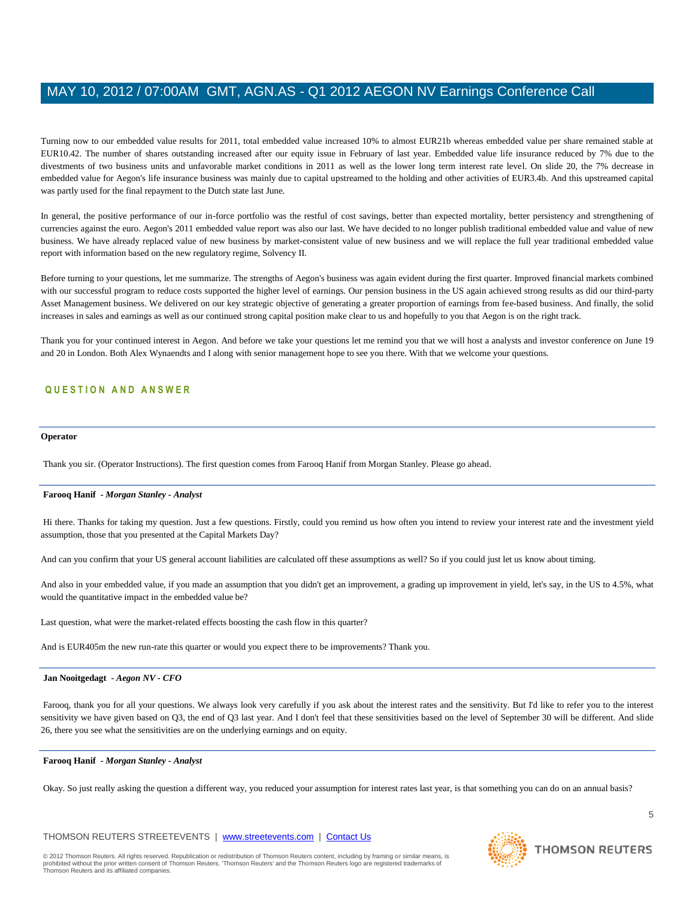Turning now to our embedded value results for 2011, total embedded value increased 10% to almost EUR21b whereas embedded value per share remained stable at EUR10.42. The number of shares outstanding increased after our equity issue in February of last year. Embedded value life insurance reduced by 7% due to the divestments of two business units and unfavorable market conditions in 2011 as well as the lower long term interest rate level. On slide 20, the 7% decrease in embedded value for Aegon's life insurance business was mainly due to capital upstreamed to the holding and other activities of EUR3.4b. And this upstreamed capital was partly used for the final repayment to the Dutch state last June.

In general, the positive performance of our in-force portfolio was the restful of cost savings, better than expected mortality, better persistency and strengthening of currencies against the euro. Aegon's 2011 embedded value report was also our last. We have decided to no longer publish traditional embedded value and value of new business. We have already replaced value of new business by market-consistent value of new business and we will replace the full year traditional embedded value report with information based on the new regulatory regime, Solvency II.

Before turning to your questions, let me summarize. The strengths of Aegon's business was again evident during the first quarter. Improved financial markets combined with our successful program to reduce costs supported the higher level of earnings. Our pension business in the US again achieved strong results as did our third-party Asset Management business. We delivered on our key strategic objective of generating a greater proportion of earnings from fee-based business. And finally, the solid increases in sales and earnings as well as our continued strong capital position make clear to us and hopefully to you that Aegon is on the right track.

Thank you for your continued interest in Aegon. And before we take your questions let me remind you that we will host a analysts and investor conference on June 19 and 20 in London. Both Alex Wynaendts and I along with senior management hope to see you there. With that we welcome your questions.

## QUESTION AND ANSWER

**Operator**

Thank you sir. (Operator Instructions). The first question comes from Farooq Hanif from Morgan Stanley. Please go ahead.

**Farooq Hanif** *- Morgan Stanley - Analyst*

Hi there. Thanks for taking my question. Just a few questions. Firstly, could you remind us how often you intend to review your interest rate and the investment yield assumption, those that you presented at the Capital Markets Day?

And can you confirm that your US general account liabilities are calculated off these assumptions as well? So if you could just let us know about timing.

And also in your embedded value, if you made an assumption that you didn't get an improvement, a grading up improvement in yield, let's say, in the US to 4.5%, what would the quantitative impact in the embedded value be?

Last question, what were the market-related effects boosting the cash flow in this quarter?

And is EUR405m the new run-rate this quarter or would you expect there to be improvements? Thank you.

**Jan Nooitgedagt** *- Aegon NV - CFO*

Farooq, thank you for all your questions. We always look very carefully if you ask about the interest rates and the sensitivity. But I'd like to refer you to the interest sensitivity we have given based on Q3, the end of Q3 last year. And I don't feel that these sensitivities based on the level of September 30 will be different. And slide 26, there you see what the sensitivities are on the underlying earnings and on equity.

**Farooq Hanif** *- Morgan Stanley - Analyst*

Okay. So just really asking the question a different way, you reduced your assumption for interest rates last year, is that something you can do on an annual basis?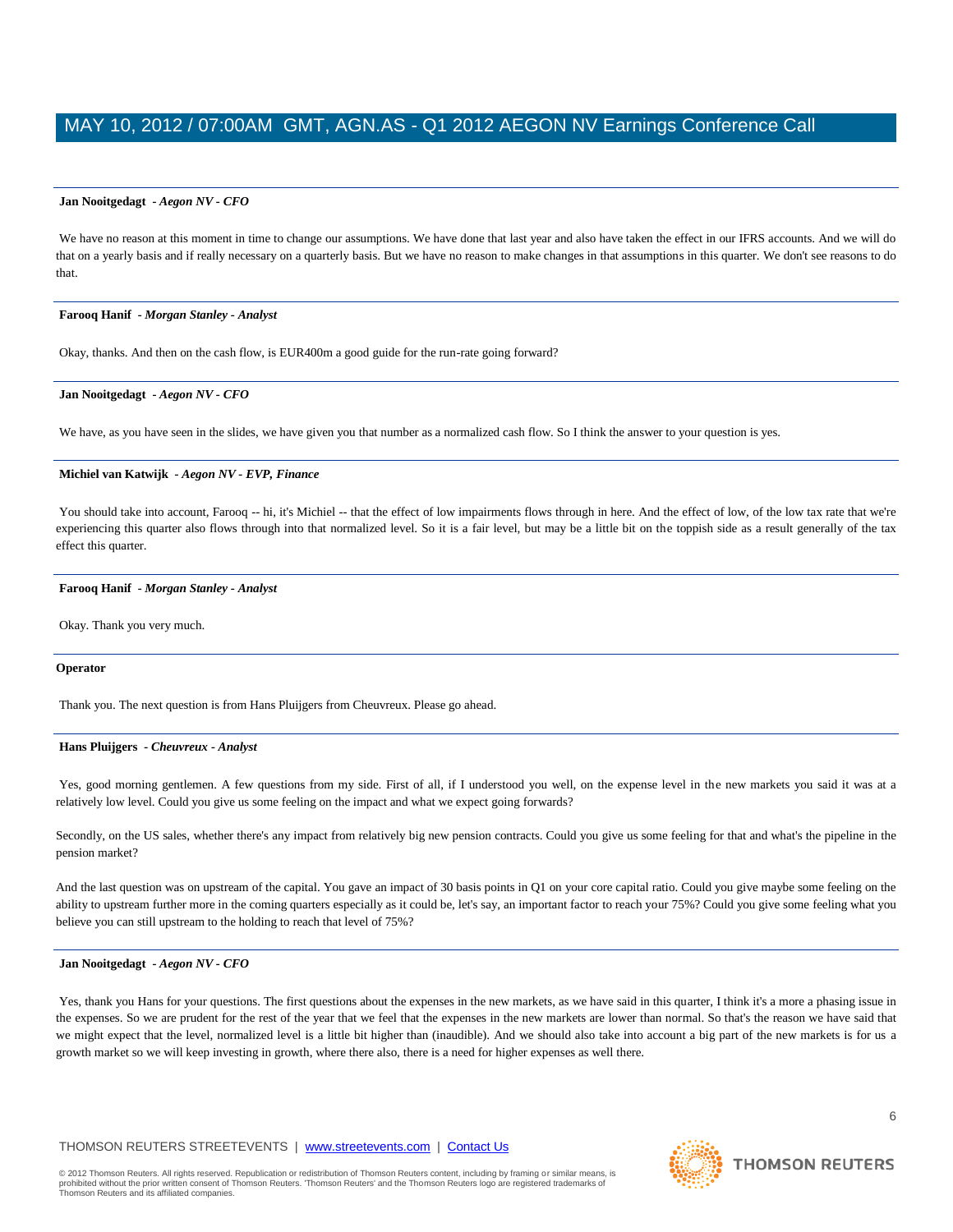**Jan Nooitgedagt** - *Aegon NV - CFO*

We have no reason at this moment in time to change our assumptions. We have done that last year and also have taken the effect in our IFRS accounts. And we will do that on a yearly basis and if really necessary on a quarterly basis. But we have no reason to make changes in that assumptions in this quarter. We don't see reasons to do that.

**Farooq Hanif** - *Morgan Stanley - Analyst*

Okay, thanks. And then on the cash flow, is EUR400m a good guide for the run-rate going forward?

**Jan Nooitgedagt** - *Aegon NV - CFO*

We have, as you have seen in the slides, we have given you that number as a normalized cash flow. So I think the answer to your question is yes.

**Michiel van Katwijk** - *Aegon NV - EVP, Finance*

You should take into account, Farooq -- hi, it's Michiel -- that the effect of low impairments flows through in here. And the effect of low, of the low tax rate that we're experiencing this quarter also flows through into that normalized level. So it is a fair level, but may be a little bit on the toppish side as a result generally of the tax effect this quarter.

**Farooq Hanif** - *Morgan Stanley - Analyst*

Okay. Thank you very much.

**Operator**

Thank you. The next question is from Hans Pluijgers from Cheuvreux. Please go ahead.

**Hans Pluijgers** - *Cheuvreux - Analyst*

Yes, good morning gentlemen. A few questions from my side. First of all, if I understood you well, on the expense level in the new markets you said it was at a relatively low level. Could you give us some feeling on the impact and what we expect going forwards?

Secondly, on the US sales, whether there's any impact from relatively big new pension contracts. Could you give us some feeling for that and what's the pipeline in the pension market?

And the last question was on upstream of the capital. You gave an impact of 30 basis points in Q1 on your core capital ratio. Could you give maybe some feeling on the ability to upstream further more in the coming quarters especially as it could be, let's say, an important factor to reach your 75%? Could you give some feeling what you believe you can still upstream to the holding to reach that level of 75%?

**Jan Nooitgedagt** - *Aegon NV - CFO*

Yes, thank you Hans for your questions. The first questions about the expenses in the new markets, as we have said in this quarter, I think it's a more a phasing issue in the expenses. So we are prudent for the rest of the year that we feel that the expenses in the new markets are lower than normal. So that's the reason we have said that we might expect that the level, normalized level is a little bit higher than (inaudible). And we should also take into account a big part of the new markets is for us a growth market so we will keep investing in growth, where there also, there is a need for higher expenses as well there.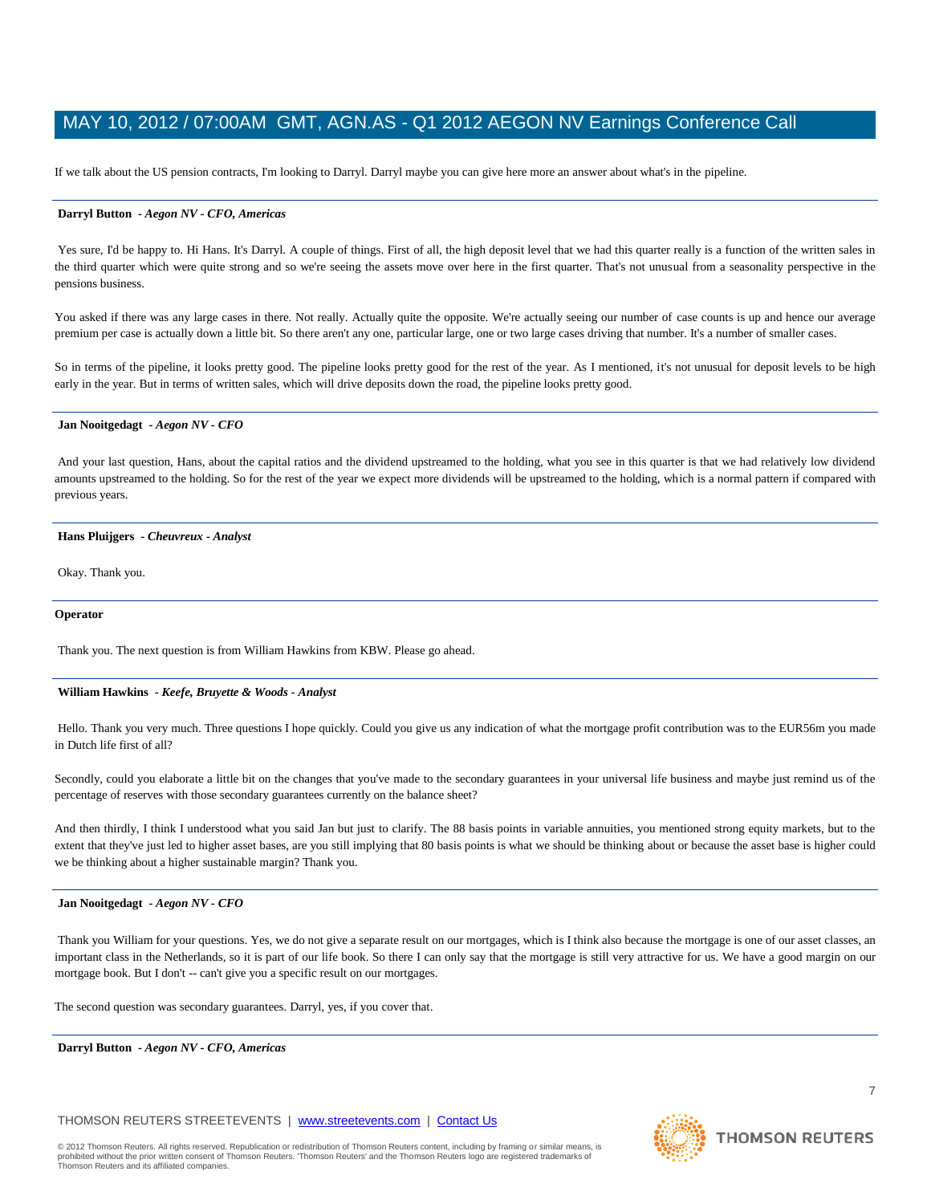If we talk about the US pension contracts, I'm looking to Darryl. Darryl maybe you can give here more an answer about what's in the pipeline.

---

**Darryl Button** *- Aegon NV - CFO, Americas*

Yes sure, I'd be happy to. Hi Hans. It's Darryl. A couple of things. First of all, the high deposit level that we had this quarter really is a function of the written sales in the third quarter which were quite strong and so we're seeing the assets move over here in the first quarter. That's not unusual from a seasonality perspective in the pensions business.

You asked if there was any large cases in there. Not really. Actually quite the opposite. We're actually seeing our number of case counts is up and hence our average premium per case is actually down a little bit. So there aren't any one, particular large, one or two large cases driving that number. It's a number of smaller cases.

So in terms of the pipeline, it looks pretty good. The pipeline looks pretty good for the rest of the year. As I mentioned, it's not unusual for deposit levels to be high early in the year. But in terms of written sales, which will drive deposits down the road, the pipeline looks pretty good.

---

**Jan Nooitgedagt** *- Aegon NV - CFO*

And your last question, Hans, about the capital ratios and the dividend upstreamed to the holding, what you see in this quarter is that we had relatively low dividend amounts upstreamed to the holding. So for the rest of the year we expect more dividends will be upstreamed to the holding, which is a normal pattern if compared with previous years.

---

**Hans Pluijgers** *- Cheuvreux - Analyst*

Okay. Thank you.

---

**Operator**

Thank you. The next question is from William Hawkins from KBW. Please go ahead.

---

**William Hawkins** *- Keefe, Bruyette & Woods - Analyst*

Hello. Thank you very much. Three questions I hope quickly. Could you give us any indication of what the mortgage profit contribution was to the EUR56m you made in Dutch life first of all?

Secondly, could you elaborate a little bit on the changes that you've made to the secondary guarantees in your universal life business and maybe just remind us of the percentage of reserves with those secondary guarantees currently on the balance sheet?

And then thirdly, I think I understood what you said Jan but just to clarify. The 88 basis points in variable annuities, you mentioned strong equity markets, but to the extent that they've just led to higher asset bases, are you still implying that 80 basis points is what we should be thinking about or because the asset base is higher could we be thinking about a higher sustainable margin? Thank you.

---

**Jan Nooitgedagt** *- Aegon NV - CFO*

Thank you William for your questions. Yes, we do not give a separate result on our mortgages, which is I think also because the mortgage is one of our asset classes, an important class in the Netherlands, so it is part of our life book. So there I can only say that the mortgage is still very attractive for us. We have a good margin on our mortgage book. But I don't -- can't give you a specific result on our mortgages.

The second question was secondary guarantees. Darryl, yes, if you cover that.

---

**Darryl Button** *- Aegon NV - CFO, Americas*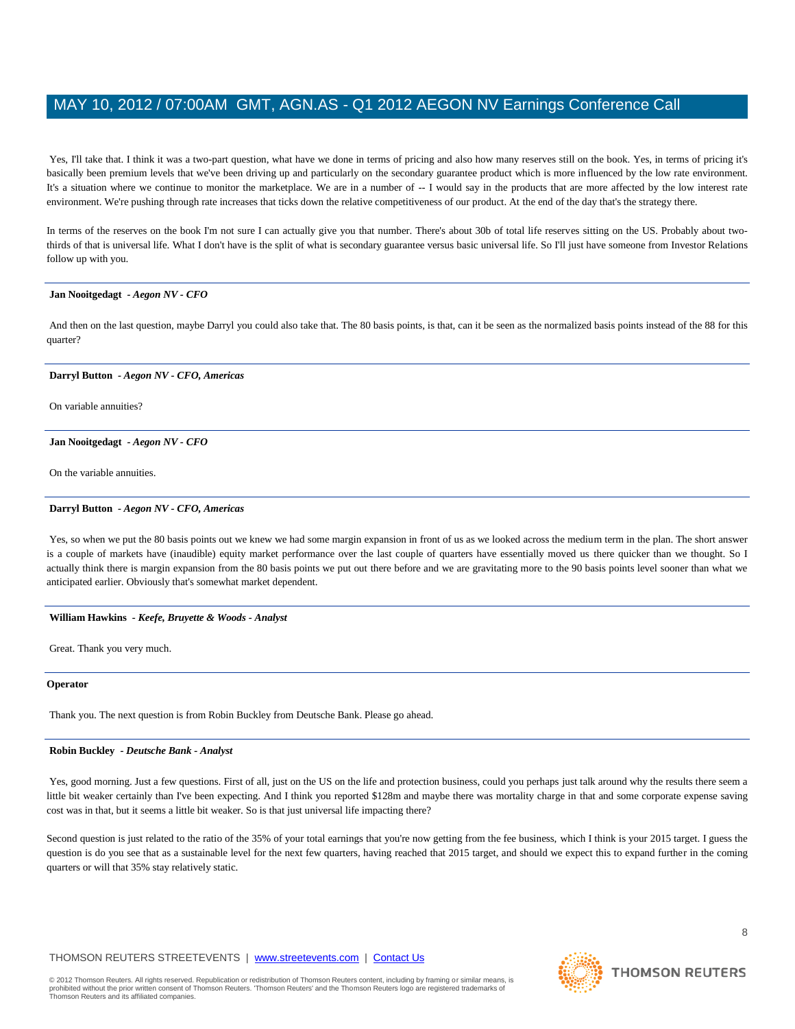Yes, I'll take that. I think it was a two-part question, what have we done in terms of pricing and also how many reserves still on the book. Yes, in terms of pricing it's basically been premium levels that we've been driving up and particularly on the secondary guarantee product which is more influenced by the low rate environment. It's a situation where we continue to monitor the marketplace. We are in a number of -- I would say in the products that are more affected by the low interest rate environment. We're pushing through rate increases that ticks down the relative competitiveness of our product. At the end of the day that's the strategy there.

In terms of the reserves on the book I'm not sure I can actually give you that number. There's about 30b of total life reserves sitting on the US. Probably about two-thirds of that is universal life. What I don't have is the split of what is secondary guarantee versus basic universal life. So I'll just have someone from Investor Relations follow up with you.

**Jan Nooitgedagt** *- Aegon NV - CFO*

And then on the last question, maybe Darryl you could also take that. The 80 basis points, is that, can it be seen as the normalized basis points instead of the 88 for this quarter?

**Darryl Button** *- Aegon NV - CFO, Americas*

On variable annuities?

**Jan Nooitgedagt** *- Aegon NV - CFO*

On the variable annuities.

**Darryl Button** *- Aegon NV - CFO, Americas*

Yes, so when we put the 80 basis points out we knew we had some margin expansion in front of us as we looked across the medium term in the plan. The short answer is a couple of markets have (inaudible) equity market performance over the last couple of quarters have essentially moved us there quicker than we thought. So I actually think there is margin expansion from the 80 basis points we put out there before and we are gravitating more to the 90 basis points level sooner than what we anticipated earlier. Obviously that's somewhat market dependent.

**William Hawkins** *- Keefe, Bruyette & Woods - Analyst*

Great. Thank you very much.

**Operator**

Thank you. The next question is from Robin Buckley from Deutsche Bank. Please go ahead.

**Robin Buckley** *- Deutsche Bank - Analyst*

Yes, good morning. Just a few questions. First of all, just on the US on the life and protection business, could you perhaps just talk around why the results there seem a little bit weaker certainly than I've been expecting. And I think you reported $128m and maybe there was mortality charge in that and some corporate expense saving cost was in that, but it seems a little bit weaker. So is that just universal life impacting there?

Second question is just related to the ratio of the 35% of your total earnings that you're now getting from the fee business, which I think is your 2015 target. I guess the question is do you see that as a sustainable level for the next few quarters, having reached that 2015 target, and should we expect this to expand further in the coming quarters or will that 35% stay relatively static.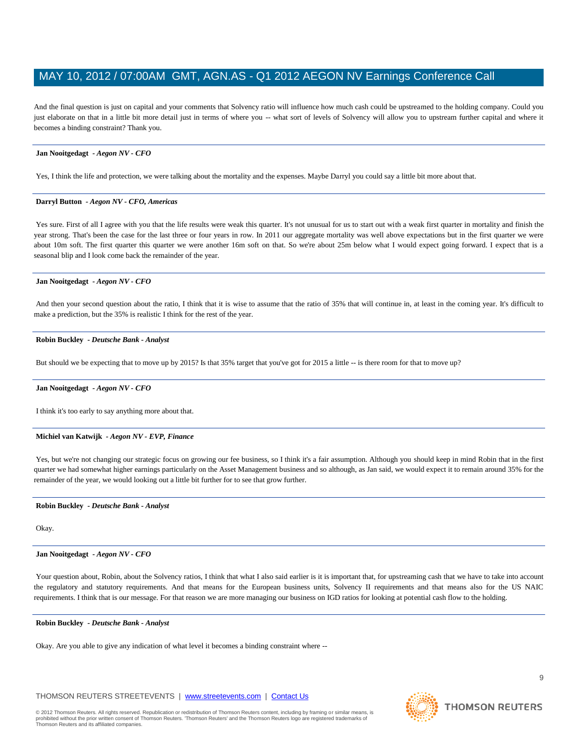And the final question is just on capital and your comments that Solvency ratio will influence how much cash could be upstreamed to the holding company. Could you just elaborate on that in a little bit more detail just in terms of where you -- what sort of levels of Solvency will allow you to upstream further capital and where it becomes a binding constraint? Thank you.

---

**Jan Nooitgedagt** *- Aegon NV - CFO*

Yes, I think the life and protection, we were talking about the mortality and the expenses. Maybe Darryl you could say a little bit more about that.

---

**Darryl Button** *- Aegon NV - CFO, Americas*

Yes sure. First of all I agree with you that the life results were weak this quarter. It's not unusual for us to start out with a weak first quarter in mortality and finish the year strong. That's been the case for the last three or four years in row. In 2011 our aggregate mortality was well above expectations but in the first quarter we were about 10m soft. The first quarter this quarter we were another 16m soft on that. So we're about 25m below what I would expect going forward. I expect that is a seasonal blip and I look come back the remainder of the year.

---

**Jan Nooitgedagt** *- Aegon NV - CFO*

And then your second question about the ratio, I think that it is wise to assume that the ratio of 35% that will continue in, at least in the coming year. It's difficult to make a prediction, but the 35% is realistic I think for the rest of the year.

---

**Robin Buckley** *- Deutsche Bank - Analyst*

But should we be expecting that to move up by 2015? Is that 35% target that you've got for 2015 a little -- is there room for that to move up?

---

**Jan Nooitgedagt** *- Aegon NV - CFO*

I think it's too early to say anything more about that.

---

**Michiel van Katwijk** *- Aegon NV - EVP, Finance*

Yes, but we're not changing our strategic focus on growing our fee business, so I think it's a fair assumption. Although you should keep in mind Robin that in the first quarter we had somewhat higher earnings particularly on the Asset Management business and so although, as Jan said, we would expect it to remain around 35% for the remainder of the year, we would looking out a little bit further for to see that grow further.

---

**Robin Buckley** *- Deutsche Bank - Analyst*

Okay.

---

**Jan Nooitgedagt** *- Aegon NV - CFO*

Your question about, Robin, about the Solvency ratios, I think that what I also said earlier is it is important that, for upstreaming cash that we have to take into account the regulatory and statutory requirements. And that means for the European business units, Solvency II requirements and that means also for the US NAIC requirements. I think that is our message. For that reason we are more managing our business on IGD ratios for looking at potential cash flow to the holding.

---

**Robin Buckley** *- Deutsche Bank - Analyst*

Okay. Are you able to give any indication of what level it becomes a binding constraint where --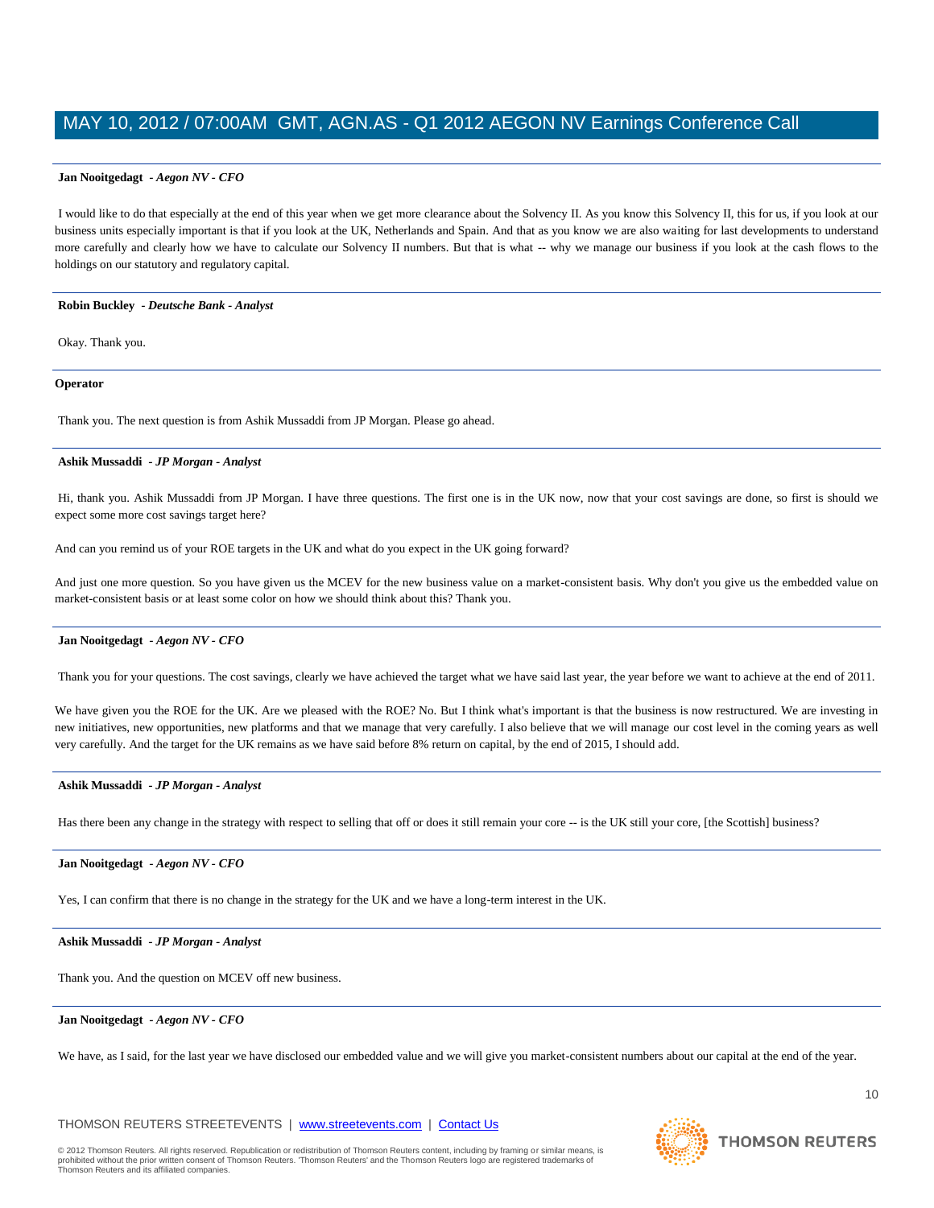**Jan Nooitgedagt** *- Aegon NV - CFO*

I would like to do that especially at the end of this year when we get more clearance about the Solvency II. As you know this Solvency II, this for us, if you look at our business units especially important is that if you look at the UK, Netherlands and Spain. And that as you know we are also waiting for last developments to understand more carefully and clearly how we have to calculate our Solvency II numbers. But that is what -- why we manage our business if you look at the cash flows to the holdings on our statutory and regulatory capital.

---

**Robin Buckley** *- Deutsche Bank - Analyst*

Okay. Thank you.

---

**Operator**

Thank you. The next question is from Ashik Mussaddi from JP Morgan. Please go ahead.

---

**Ashik Mussaddi** *- JP Morgan - Analyst*

Hi, thank you. Ashik Mussaddi from JP Morgan. I have three questions. The first one is in the UK now, now that your cost savings are done, so first is should we expect some more cost savings target here?

And can you remind us of your ROE targets in the UK and what do you expect in the UK going forward?

And just one more question. So you have given us the MCEV for the new business value on a market-consistent basis. Why don't you give us the embedded value on market-consistent basis or at least some color on how we should think about this? Thank you.

---

**Jan Nooitgedagt** *- Aegon NV - CFO*

Thank you for your questions. The cost savings, clearly we have achieved the target what we have said last year, the year before we want to achieve at the end of 2011.

We have given you the ROE for the UK. Are we pleased with the ROE? No. But I think what's important is that the business is now restructured. We are investing in new initiatives, new opportunities, new platforms and that we manage that very carefully. I also believe that we will manage our cost level in the coming years as well very carefully. And the target for the UK remains as we have said before 8% return on capital, by the end of 2015, I should add.

---

**Ashik Mussaddi** *- JP Morgan - Analyst*

Has there been any change in the strategy with respect to selling that off or does it still remain your core -- is the UK still your core, [the Scottish] business?

---

**Jan Nooitgedagt** *- Aegon NV - CFO*

Yes, I can confirm that there is no change in the strategy for the UK and we have a long-term interest in the UK.

---

**Ashik Mussaddi** *- JP Morgan - Analyst*

Thank you. And the question on MCEV off new business.

---

**Jan Nooitgedagt** *- Aegon NV - CFO*

We have, as I said, for the last year we have disclosed our embedded value and we will give you market-consistent numbers about our capital at the end of the year.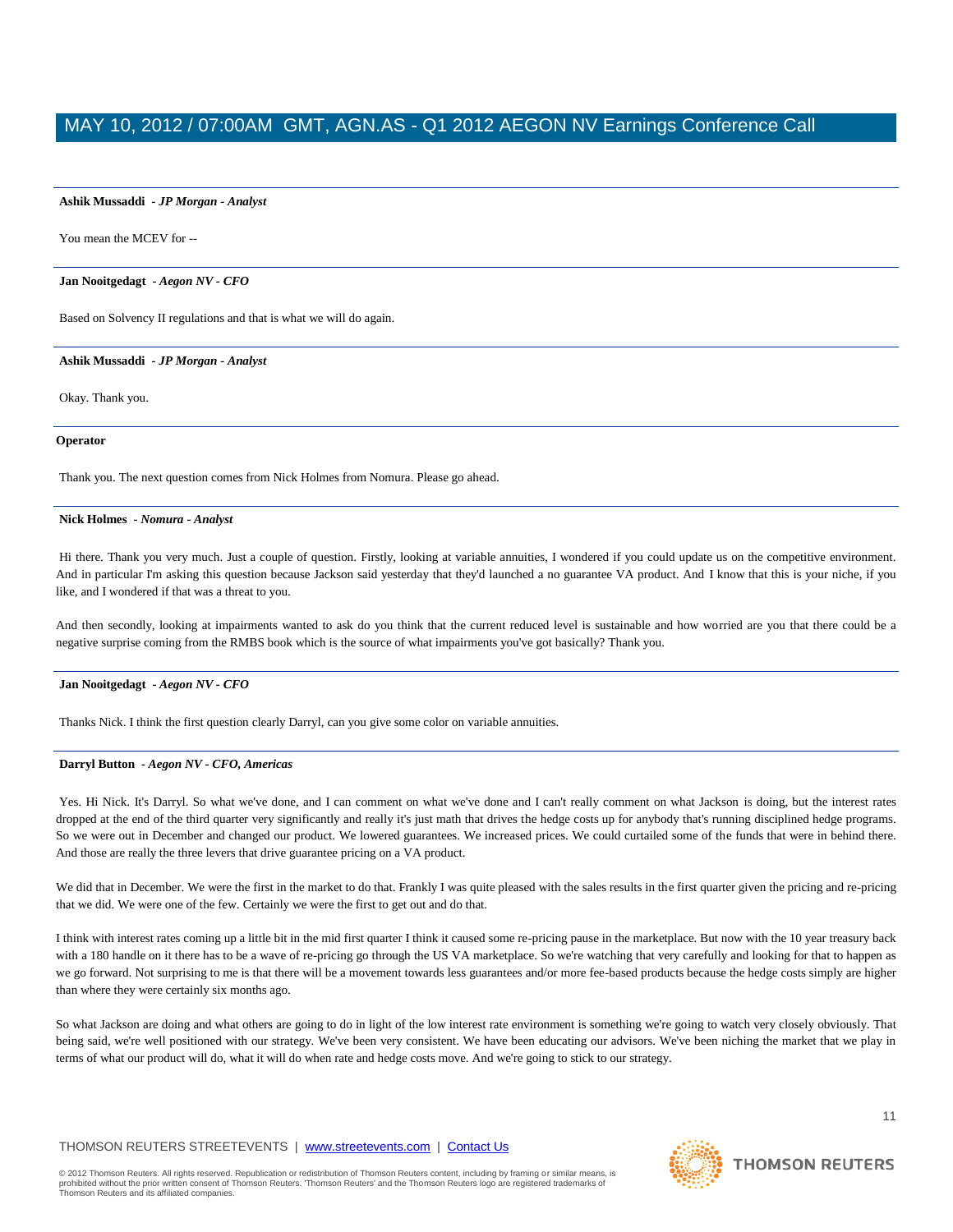**Ashik Mussaddi** *- JP Morgan - Analyst*

You mean the MCEV for --

**Jan Nooitgedagt** *- Aegon NV - CFO*

Based on Solvency II regulations and that is what we will do again.

**Ashik Mussaddi** *- JP Morgan - Analyst*

Okay. Thank you.

**Operator**

Thank you. The next question comes from Nick Holmes from Nomura. Please go ahead.

**Nick Holmes** *- Nomura - Analyst*

Hi there. Thank you very much. Just a couple of question. Firstly, looking at variable annuities, I wondered if you could update us on the competitive environment. And in particular I'm asking this question because Jackson said yesterday that they'd launched a no guarantee VA product. And I know that this is your niche, if you like, and I wondered if that was a threat to you.

And then secondly, looking at impairments wanted to ask do you think that the current reduced level is sustainable and how worried are you that there could be a negative surprise coming from the RMBS book which is the source of what impairments you've got basically? Thank you.

**Jan Nooitgedagt** *- Aegon NV - CFO*

Thanks Nick. I think the first question clearly Darryl, can you give some color on variable annuities.

**Darryl Button** *- Aegon NV - CFO, Americas*

Yes. Hi Nick. It's Darryl. So what we've done, and I can comment on what we've done and I can't really comment on what Jackson is doing, but the interest rates dropped at the end of the third quarter very significantly and really it's just math that drives the hedge costs up for anybody that's running disciplined hedge programs. So we were out in December and changed our product. We lowered guarantees. We increased prices. We could curtailed some of the funds that were in behind there. And those are really the three levers that drive guarantee pricing on a VA product.

We did that in December. We were the first in the market to do that. Frankly I was quite pleased with the sales results in the first quarter given the pricing and re-pricing that we did. We were one of the few. Certainly we were the first to get out and do that.

I think with interest rates coming up a little bit in the mid first quarter I think it caused some re-pricing pause in the marketplace. But now with the 10 year treasury back with a 180 handle on it there has to be a wave of re-pricing go through the US VA marketplace. So we're watching that very carefully and looking for that to happen as we go forward. Not surprising to me is that there will be a movement towards less guarantees and/or more fee-based products because the hedge costs simply are higher than where they were certainly six months ago.

So what Jackson are doing and what others are going to do in light of the low interest rate environment is something we're going to watch very closely obviously. That being said, we're well positioned with our strategy. We've been very consistent. We have been educating our advisors. We've been niching the market that we play in terms of what our product will do, what it will do when rate and hedge costs move. And we're going to stick to our strategy.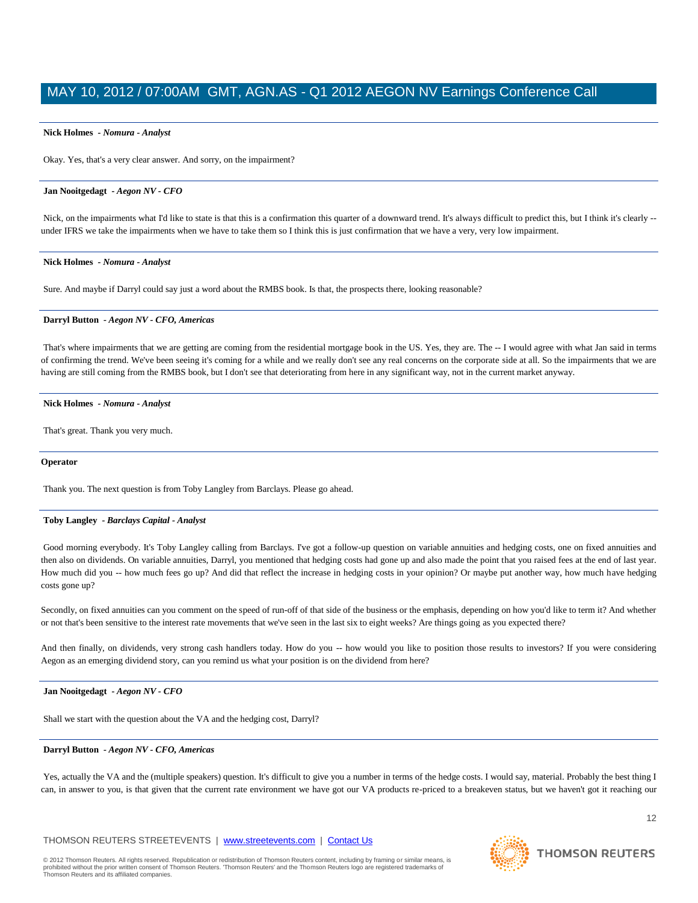**Nick Holmes** *- Nomura - Analyst*

Okay. Yes, that's a very clear answer. And sorry, on the impairment?

---

**Jan Nooitgedagt** *- Aegon NV - CFO*

Nick, on the impairments what I'd like to state is that this is a confirmation this quarter of a downward trend. It's always difficult to predict this, but I think it's clearly -- under IFRS we take the impairments when we have to take them so I think this is just confirmation that we have a very, very low impairment.

---

**Nick Holmes** *- Nomura - Analyst*

Sure. And maybe if Darryl could say just a word about the RMBS book. Is that, the prospects there, looking reasonable?

---

**Darryl Button** *- Aegon NV - CFO, Americas*

That's where impairments that we are getting are coming from the residential mortgage book in the US. Yes, they are. The -- I would agree with what Jan said in terms of confirming the trend. We've been seeing it's coming for a while and we really don't see any real concerns on the corporate side at all. So the impairments that we are having are still coming from the RMBS book, but I don't see that deteriorating from here in any significant way, not in the current market anyway.

---

**Nick Holmes** *- Nomura - Analyst*

That's great. Thank you very much.

---

**Operator**

Thank you. The next question is from Toby Langley from Barclays. Please go ahead.

---

**Toby Langley** *- Barclays Capital - Analyst*

Good morning everybody. It's Toby Langley calling from Barclays. I've got a follow-up question on variable annuities and hedging costs, one on fixed annuities and then also on dividends. On variable annuities, Darryl, you mentioned that hedging costs had gone up and also made the point that you raised fees at the end of last year. How much did you -- how much fees go up? And did that reflect the increase in hedging costs in your opinion? Or maybe put another way, how much have hedging costs gone up?

Secondly, on fixed annuities can you comment on the speed of run-off of that side of the business or the emphasis, depending on how you'd like to term it? And whether or not that's been sensitive to the interest rate movements that we've seen in the last six to eight weeks? Are things going as you expected there?

And then finally, on dividends, very strong cash handlers today. How do you -- how would you like to position those results to investors? If you were considering Aegon as an emerging dividend story, can you remind us what your position is on the dividend from here?

---

**Jan Nooitgedagt** *- Aegon NV - CFO*

Shall we start with the question about the VA and the hedging cost, Darryl?

---

**Darryl Button** *- Aegon NV - CFO, Americas*

Yes, actually the VA and the (multiple speakers) question. It's difficult to give you a number in terms of the hedge costs. I would say, material. Probably the best thing I can, in answer to you, is that given that the current rate environment we have got our VA products re-priced to a breakeven status, but we haven't got it reaching our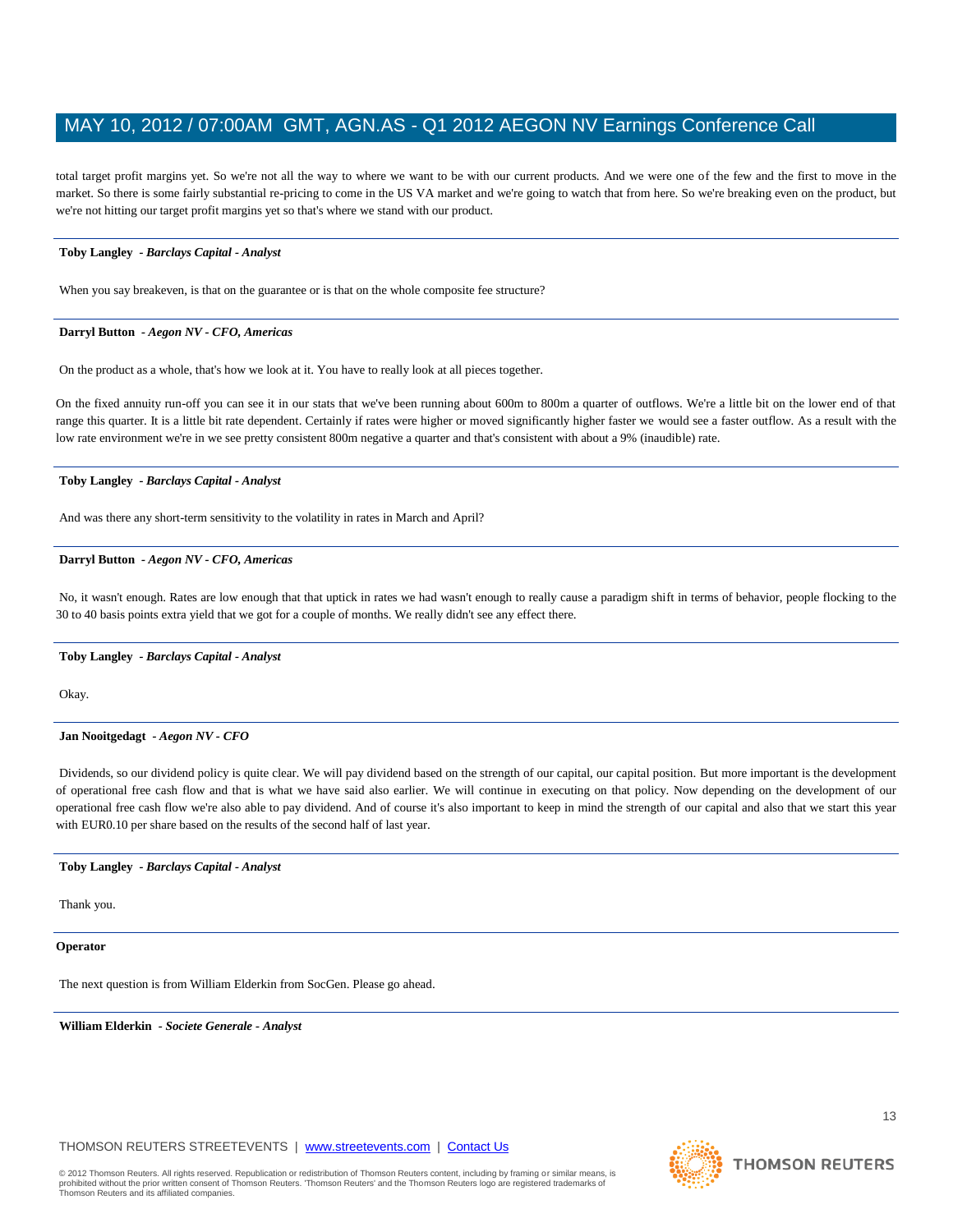total target profit margins yet. So we're not all the way to where we want to be with our current products. And we were one of the few and the first to move in the market. So there is some fairly substantial re-pricing to come in the US VA market and we're going to watch that from here. So we're breaking even on the product, but we're not hitting our target profit margins yet so that's where we stand with our product.

---

**Toby Langley** *- Barclays Capital - Analyst*

When you say breakeven, is that on the guarantee or is that on the whole composite fee structure?

---

**Darryl Button** *- Aegon NV - CFO, Americas*

On the product as a whole, that's how we look at it. You have to really look at all pieces together.

On the fixed annuity run-off you can see it in our stats that we've been running about 600m to 800m a quarter of outflows. We're a little bit on the lower end of that range this quarter. It is a little bit rate dependent. Certainly if rates were higher or moved significantly higher faster we would see a faster outflow. As a result with the low rate environment we're in we see pretty consistent 800m negative a quarter and that's consistent with about a 9% (inaudible) rate.

---

**Toby Langley** *- Barclays Capital - Analyst*

And was there any short-term sensitivity to the volatility in rates in March and April?

---

**Darryl Button** *- Aegon NV - CFO, Americas*

No, it wasn't enough. Rates are low enough that that uptick in rates we had wasn't enough to really cause a paradigm shift in terms of behavior, people flocking to the 30 to 40 basis points extra yield that we got for a couple of months. We really didn't see any effect there.

---

**Toby Langley** *- Barclays Capital - Analyst*

Okay.

---

**Jan Nooitgedagt** *- Aegon NV - CFO*

Dividends, so our dividend policy is quite clear. We will pay dividend based on the strength of our capital, our capital position. But more important is the development of operational free cash flow and that is what we have said also earlier. We will continue in executing on that policy. Now depending on the development of our operational free cash flow we're also able to pay dividend. And of course it's also important to keep in mind the strength of our capital and also that we start this year with EUR0.10 per share based on the results of the second half of last year.

---

**Toby Langley** *- Barclays Capital - Analyst*

Thank you.

---

**Operator**

The next question is from William Elderkin from SocGen. Please go ahead.

---

**William Elderkin** *- Societe Generale - Analyst*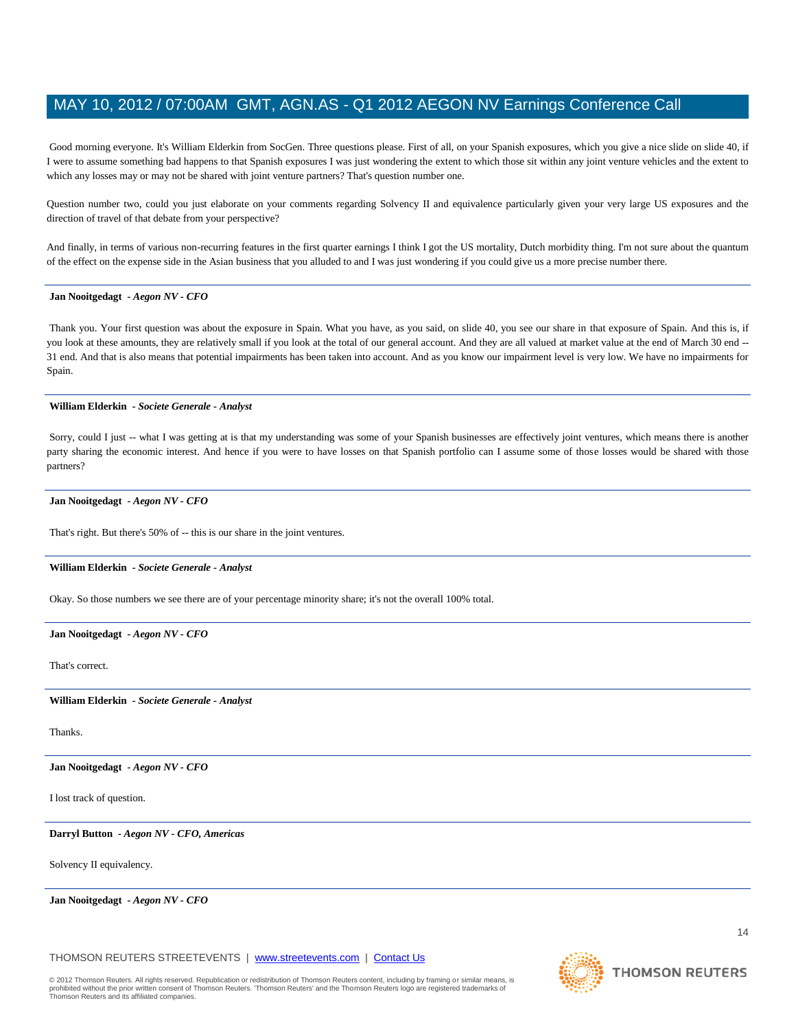Good morning everyone. It's William Elderkin from SocGen. Three questions please. First of all, on your Spanish exposures, which you give a nice slide on slide 40, if I were to assume something bad happens to that Spanish exposures I was just wondering the extent to which those sit within any joint venture vehicles and the extent to which any losses may or may not be shared with joint venture partners? That's question number one.

Question number two, could you just elaborate on your comments regarding Solvency II and equivalence particularly given your very large US exposures and the direction of travel of that debate from your perspective?

And finally, in terms of various non-recurring features in the first quarter earnings I think I got the US mortality, Dutch morbidity thing. I'm not sure about the quantum of the effect on the expense side in the Asian business that you alluded to and I was just wondering if you could give us a more precise number there.

---

**Jan Nooitgedagt** *- Aegon NV - CFO*

Thank you. Your first question was about the exposure in Spain. What you have, as you said, on slide 40, you see our share in that exposure of Spain. And this is, if you look at these amounts, they are relatively small if you look at the total of our general account. And they are all valued at market value at the end of March 30 end -- 31 end. And that is also means that potential impairments has been taken into account. And as you know our impairment level is very low. We have no impairments for Spain.

---

**William Elderkin** *- Societe Generale - Analyst*

Sorry, could I just -- what I was getting at is that my understanding was some of your Spanish businesses are effectively joint ventures, which means there is another party sharing the economic interest. And hence if you were to have losses on that Spanish portfolio can I assume some of those losses would be shared with those partners?

---

**Jan Nooitgedagt** *- Aegon NV - CFO*

That's right. But there's 50% of -- this is our share in the joint ventures.

---

**William Elderkin** *- Societe Generale - Analyst*

Okay. So those numbers we see there are of your percentage minority share; it's not the overall 100% total.

---

**Jan Nooitgedagt** *- Aegon NV - CFO*

That's correct.

---

**William Elderkin** *- Societe Generale - Analyst*

Thanks.

---

**Jan Nooitgedagt** *- Aegon NV - CFO*

I lost track of question.

---

**Darryl Button** *- Aegon NV - CFO, Americas*

Solvency II equivalency.

---

**Jan Nooitgedagt** *- Aegon NV - CFO*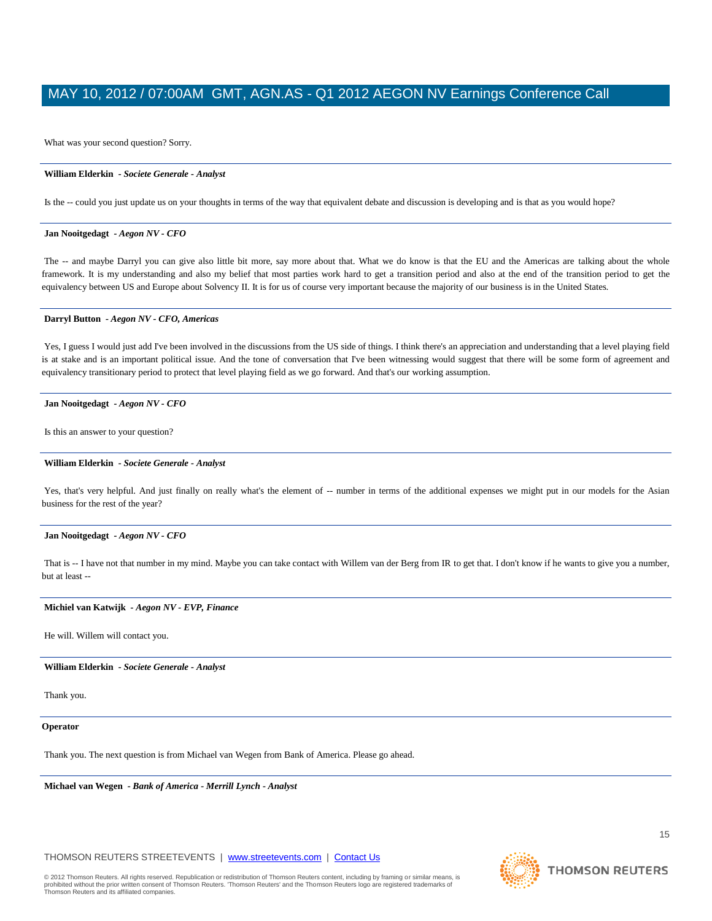What was your second question? Sorry.

---

**William Elderkin** *- Societe Generale - Analyst*

Is the -- could you just update us on your thoughts in terms of the way that equivalent debate and discussion is developing and is that as you would hope?

---

**Jan Nooitgedagt** *- Aegon NV - CFO*

The -- and maybe Darryl you can give also little bit more, say more about that. What we do know is that the EU and the Americas are talking about the whole framework. It is my understanding and also my belief that most parties work hard to get a transition period and also at the end of the transition period to get the equivalency between US and Europe about Solvency II. It is for us of course very important because the majority of our business is in the United States.

---

**Darryl Button** *- Aegon NV - CFO, Americas*

Yes, I guess I would just add I've been involved in the discussions from the US side of things. I think there's an appreciation and understanding that a level playing field is at stake and is an important political issue. And the tone of conversation that I've been witnessing would suggest that there will be some form of agreement and equivalency transitionary period to protect that level playing field as we go forward. And that's our working assumption.

---

**Jan Nooitgedagt** *- Aegon NV - CFO*

Is this an answer to your question?

---

**William Elderkin** *- Societe Generale - Analyst*

Yes, that's very helpful. And just finally on really what's the element of -- number in terms of the additional expenses we might put in our models for the Asian business for the rest of the year?

---

**Jan Nooitgedagt** *- Aegon NV - CFO*

That is -- I have not that number in my mind. Maybe you can take contact with Willem van der Berg from IR to get that. I don't know if he wants to give you a number, but at least --

---

**Michiel van Katwijk** *- Aegon NV - EVP, Finance*

He will. Willem will contact you.

---

**William Elderkin** *- Societe Generale - Analyst*

Thank you.

---

**Operator**

Thank you. The next question is from Michael van Wegen from Bank of America. Please go ahead.

---

**Michael van Wegen** *- Bank of America - Merrill Lynch - Analyst*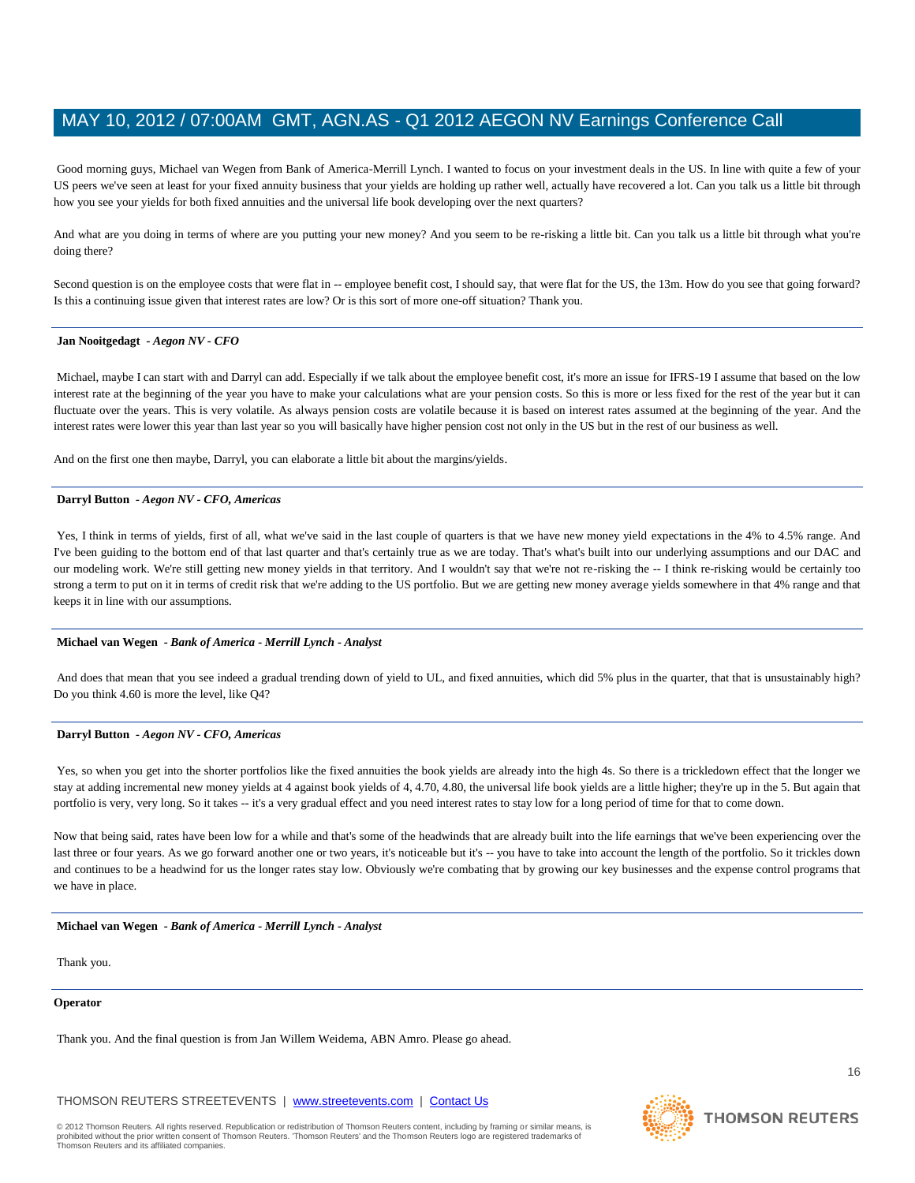Good morning guys, Michael van Wegen from Bank of America-Merrill Lynch. I wanted to focus on your investment deals in the US. In line with quite a few of your US peers we've seen at least for your fixed annuity business that your yields are holding up rather well, actually have recovered a lot. Can you talk us a little bit through how you see your yields for both fixed annuities and the universal life book developing over the next quarters?

And what are you doing in terms of where are you putting your new money? And you seem to be re-risking a little bit. Can you talk us a little bit through what you're doing there?

Second question is on the employee costs that were flat in -- employee benefit cost, I should say, that were flat for the US, the 13m. How do you see that going forward? Is this a continuing issue given that interest rates are low? Or is this sort of more one-off situation? Thank you.

---

**Jan Nooitgedagt** *- Aegon NV - CFO*

Michael, maybe I can start with and Darryl can add. Especially if we talk about the employee benefit cost, it's more an issue for IFRS-19 I assume that based on the low interest rate at the beginning of the year you have to make your calculations what are your pension costs. So this is more or less fixed for the rest of the year but it can fluctuate over the years. This is very volatile. As always pension costs are volatile because it is based on interest rates assumed at the beginning of the year. And the interest rates were lower this year than last year so you will basically have higher pension cost not only in the US but in the rest of our business as well.

And on the first one then maybe, Darryl, you can elaborate a little bit about the margins/yields.

---

**Darryl Button** *- Aegon NV - CFO, Americas*

Yes, I think in terms of yields, first of all, what we've said in the last couple of quarters is that we have new money yield expectations in the 4% to 4.5% range. And I've been guiding to the bottom end of that last quarter and that's certainly true as we are today. That's what's built into our underlying assumptions and our DAC and our modeling work. We're still getting new money yields in that territory. And I wouldn't say that we're not re-risking the -- I think re-risking would be certainly too strong a term to put on it in terms of credit risk that we're adding to the US portfolio. But we are getting new money average yields somewhere in that 4% range and that keeps it in line with our assumptions.

---

**Michael van Wegen** *- Bank of America - Merrill Lynch - Analyst*

And does that mean that you see indeed a gradual trending down of yield to UL, and fixed annuities, which did 5% plus in the quarter, that that is unsustainably high? Do you think 4.60 is more the level, like Q4?

---

**Darryl Button** *- Aegon NV - CFO, Americas*

Yes, so when you get into the shorter portfolios like the fixed annuities the book yields are already into the high 4s. So there is a trickledown effect that the longer we stay at adding incremental new money yields at 4 against book yields of 4, 4.70, 4.80, the universal life book yields are a little higher; they're up in the 5. But again that portfolio is very, very long. So it takes -- it's a very gradual effect and you need interest rates to stay low for a long period of time for that to come down.

Now that being said, rates have been low for a while and that's some of the headwinds that are already built into the life earnings that we've been experiencing over the last three or four years. As we go forward another one or two years, it's noticeable but it's -- you have to take into account the length of the portfolio. So it trickles down and continues to be a headwind for us the longer rates stay low. Obviously we're combating that by growing our key businesses and the expense control programs that we have in place.

---

**Michael van Wegen** *- Bank of America - Merrill Lynch - Analyst*

Thank you.

---

**Operator**

Thank you. And the final question is from Jan Willem Weidema, ABN Amro. Please go ahead.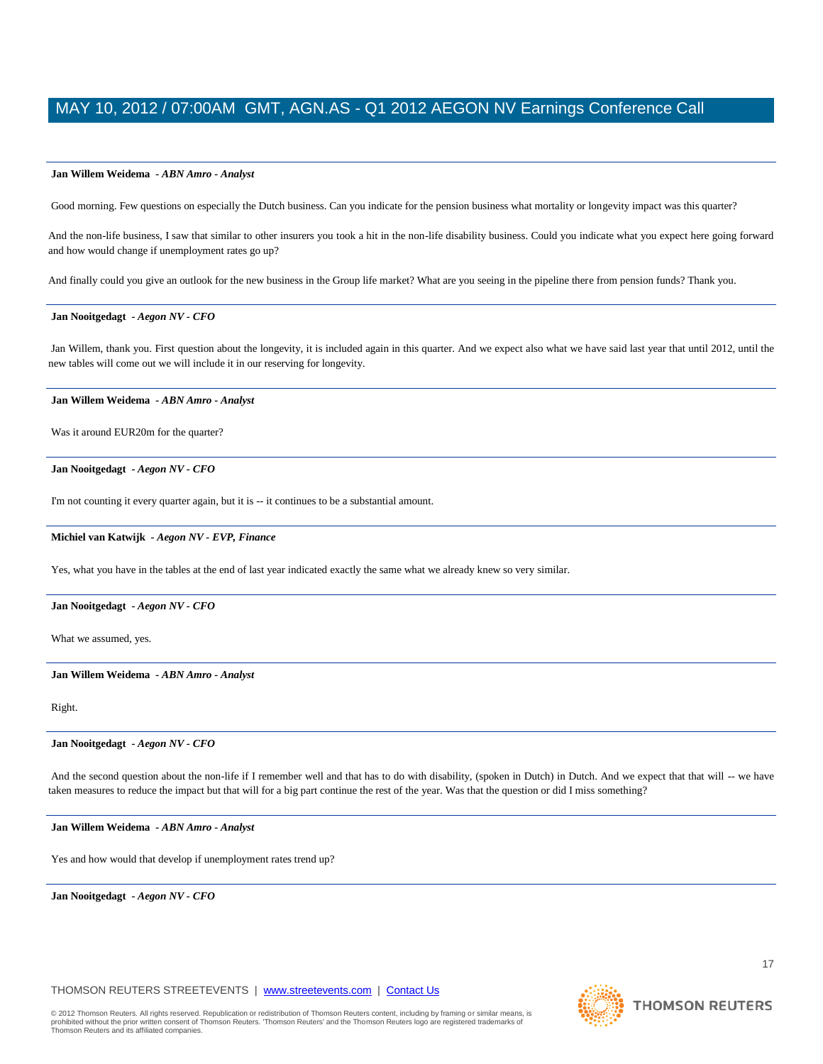**Jan Willem Weidema** *- ABN Amro - Analyst*

Good morning. Few questions on especially the Dutch business. Can you indicate for the pension business what mortality or longevity impact was this quarter?

And the non-life business, I saw that similar to other insurers you took a hit in the non-life disability business. Could you indicate what you expect here going forward and how would change if unemployment rates go up?

And finally could you give an outlook for the new business in the Group life market? What are you seeing in the pipeline there from pension funds? Thank you.

**Jan Nooitgedagt** *- Aegon NV - CFO*

Jan Willem, thank you. First question about the longevity, it is included again in this quarter. And we expect also what we have said last year that until 2012, until the new tables will come out we will include it in our reserving for longevity.

**Jan Willem Weidema** *- ABN Amro - Analyst*

Was it around EUR20m for the quarter?

**Jan Nooitgedagt** *- Aegon NV - CFO*

I'm not counting it every quarter again, but it is -- it continues to be a substantial amount.

**Michiel van Katwijk** *- Aegon NV - EVP, Finance*

Yes, what you have in the tables at the end of last year indicated exactly the same what we already knew so very similar.

**Jan Nooitgedagt** *- Aegon NV - CFO*

What we assumed, yes.

**Jan Willem Weidema** *- ABN Amro - Analyst*

Right.

**Jan Nooitgedagt** *- Aegon NV - CFO*

And the second question about the non-life if I remember well and that has to do with disability, (spoken in Dutch) in Dutch. And we expect that that will -- we have taken measures to reduce the impact but that will for a big part continue the rest of the year. Was that the question or did I miss something?

**Jan Willem Weidema** *- ABN Amro - Analyst*

Yes and how would that develop if unemployment rates trend up?

**Jan Nooitgedagt** *- Aegon NV - CFO*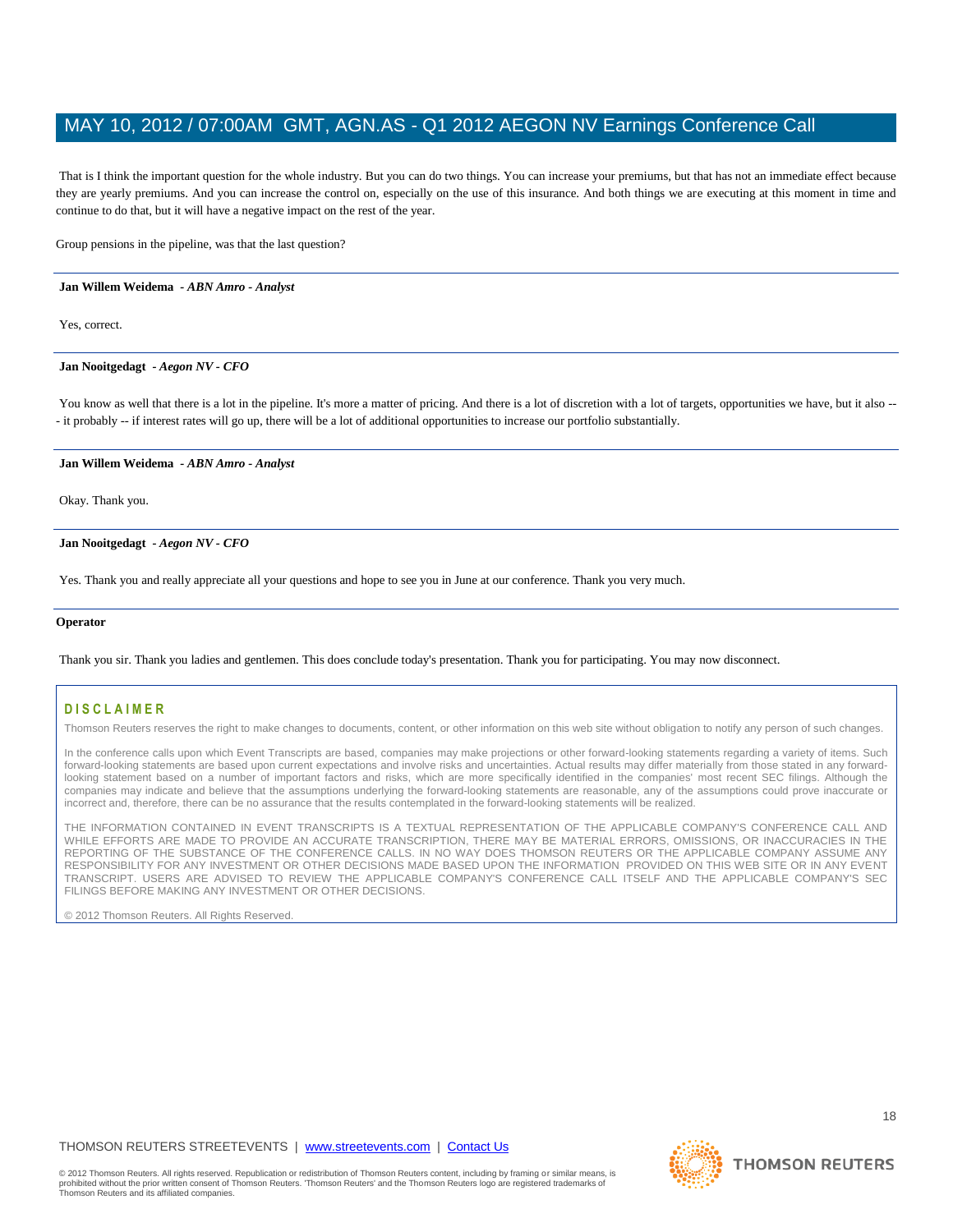That is I think the important question for the whole industry. But you can do two things. You can increase your premiums, but that has not an immediate effect because they are yearly premiums. And you can increase the control on, especially on the use of this insurance. And both things we are executing at this moment in time and continue to do that, but it will have a negative impact on the rest of the year.

Group pensions in the pipeline, was that the last question?

---

**Jan Willem Weidema** *- ABN Amro - Analyst*

Yes, correct.

---

**Jan Nooitgedagt** *- Aegon NV - CFO*

You know as well that there is a lot in the pipeline. It's more a matter of pricing. And there is a lot of discretion with a lot of targets, opportunities we have, but it also -- -- it probably -- if interest rates will go up, there will be a lot of additional opportunities to increase our portfolio substantially.

---

**Jan Willem Weidema** *- ABN Amro - Analyst*

Okay. Thank you.

---

**Jan Nooitgedagt** *- Aegon NV - CFO*

Yes. Thank you and really appreciate all your questions and hope to see you in June at our conference. Thank you very much.

---

**Operator**

Thank you sir. Thank you ladies and gentlemen. This does conclude today's presentation. Thank you for participating. You may now disconnect.

---

## DISCLAIMER

Thomson Reuters reserves the right to make changes to documents, content, or other information on this web site without obligation to notify any person of such changes.

In the conference calls upon which Event Transcripts are based, companies may make projections or other forward-looking statements regarding a variety of items. Such forward-looking statements are based upon current expectations and involve risks and uncertainties. Actual results may differ materially from those stated in any forward-looking statement based on a number of important factors and risks, which are more specifically identified in the companies' most recent SEC filings. Although the companies may indicate and believe that the assumptions underlying the forward-looking statements are reasonable, any of the assumptions could prove inaccurate or incorrect and, therefore, there can be no assurance that the results contemplated in the forward-looking statements will be realized.

THE INFORMATION CONTAINED IN EVENT TRANSCRIPTS IS A TEXTUAL REPRESENTATION OF THE APPLICABLE COMPANY'S CONFERENCE CALL AND WHILE EFFORTS ARE MADE TO PROVIDE AN ACCURATE TRANSCRIPTION, THERE MAY BE MATERIAL ERRORS, OMISSIONS, OR INACCURACIES IN THE REPORTING OF THE SUBSTANCE OF THE CONFERENCE CALLS. IN NO WAY DOES THOMSON REUTERS OR THE APPLICABLE COMPANY ASSUME ANY RESPONSIBILITY FOR ANY INVESTMENT OR OTHER DECISIONS MADE BASED UPON THE INFORMATION PROVIDED ON THIS WEB SITE OR IN ANY EVENT TRANSCRIPT. USERS ARE ADVISED TO REVIEW THE APPLICABLE COMPANY'S CONFERENCE CALL ITSELF AND THE APPLICABLE COMPANY'S SEC FILINGS BEFORE MAKING ANY INVESTMENT OR OTHER DECISIONS.

© 2012 Thomson Reuters. All Rights Reserved.